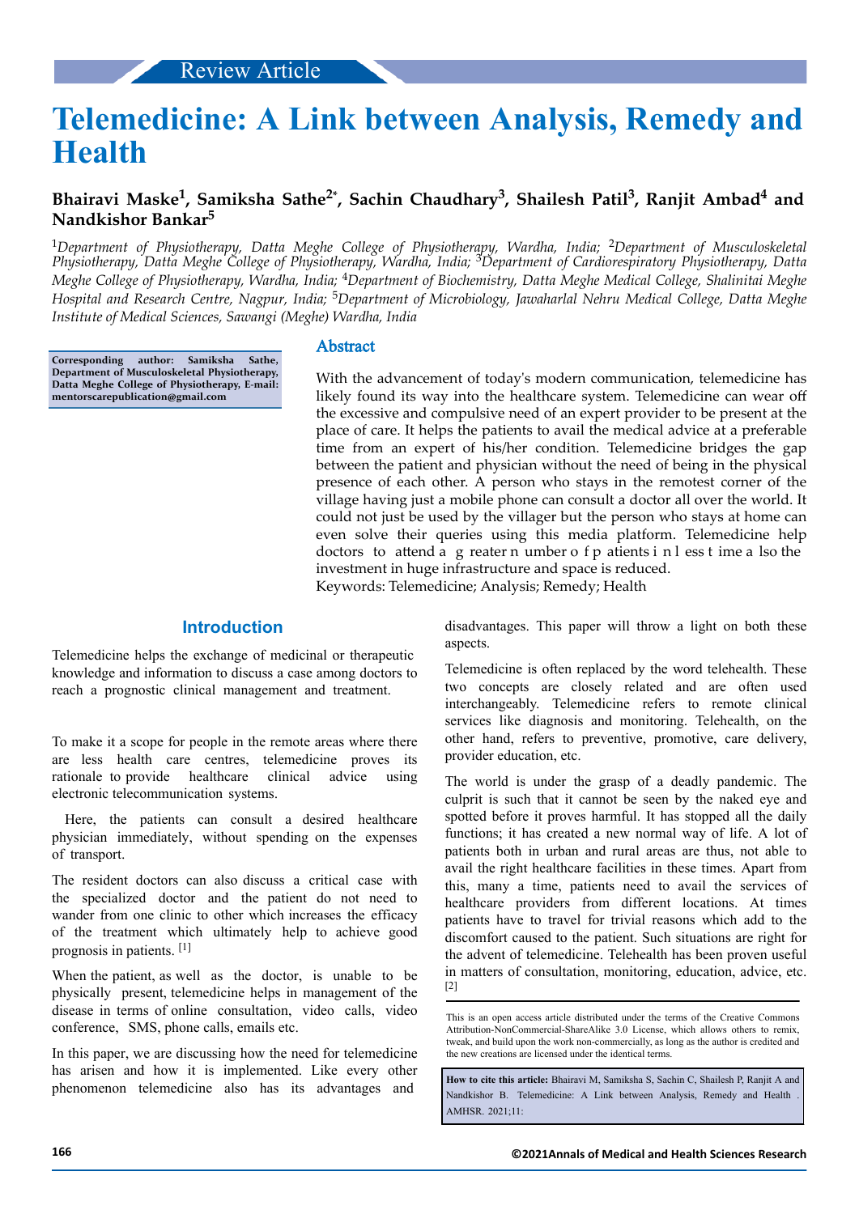Review Article

# Telemedicine: A Link between Analysis, Remedy and Health

**Bhairavi Maske[1], Samiksha Sathe[2*], Sachin Chaudhary[3], Shailesh Patil[3], Ranjit Ambad[4] and Nandkishor Bankar[5]**

[1]*Department of Physiotherapy, Datta Meghe College of Physiotherapy, Wardha, India;* [2]*Department of Musculoskeletal Physiotherapy, Datta Meghe College of Physiotherapy, Wardha, India;* [3]*Department of Cardiorespiratory Physiotherapy, Datta Meghe College of Physiotherapy, Wardha, India;* [4]*Department of Biochemistry, Datta Meghe Medical College, Shalinitai Meghe Hospital and Research Centre, Nagpur, India;* [5]*Department of Microbiology, Jawaharlal Nehru Medical College, Datta Meghe Institute of Medical Sciences, Sawangi (Meghe) Wardha, India*

**Corresponding author: Samiksha Sathe, Department of Musculoskeletal Physiotherapy, Datta Meghe College of Physiotherapy, E-mail: mentorscarepublication@gmail.com**

## Abstract

With the advancement of today's modern communication, telemedicine has likely found its way into the healthcare system. Telemedicine can wear off the excessive and compulsive need of an expert provider to be present at the place of care. It helps the patients to avail the medical advice at a preferable time from an expert of his/her condition. Telemedicine bridges the gap between the patient and physician without the need of being in the physical presence of each other. A person who stays in the remotest corner of the village having just a mobile phone can consult a doctor all over the world. It could not just be used by the villager but the person who stays at home can even solve their queries using this media platform. Telemedicine help doctors to attend a greater number of patients in less time also the investment in huge infrastructure and space is reduced.

Keywords: Telemedicine; Analysis; Remedy; Health

## Introduction

Telemedicine helps the exchange of medicinal or therapeutic knowledge and information to discuss a case among doctors to reach a prognostic clinical management and treatment.

To make it a scope for people in the remote areas where there are less health care centres, telemedicine proves its rationale to provide healthcare clinical advice using electronic telecommunication systems.

Here, the patients can consult a desired healthcare physician immediately, without spending on the expenses of transport.

The resident doctors can also discuss a critical case with the specialized doctor and the patient do not need to wander from one clinic to other which increases the efficacy of the treatment which ultimately help to achieve good prognosis in patients. [1]

When the patient, as well as the doctor, is unable to be physically present, telemedicine helps in management of the disease in terms of online consultation, video calls, video conference, SMS, phone calls, emails etc.

In this paper, we are discussing how the need for telemedicine has arisen and how it is implemented. Like every other phenomenon telemedicine also has its advantages and disadvantages. This paper will throw a light on both these aspects.

Telemedicine is often replaced by the word telehealth. These two concepts are closely related and are often used interchangeably. Telemedicine refers to remote clinical services like diagnosis and monitoring. Telehealth, on the other hand, refers to preventive, promotive, care delivery, provider education, etc.

The world is under the grasp of a deadly pandemic. The culprit is such that it cannot be seen by the naked eye and spotted before it proves harmful. It has stopped all the daily functions; it has created a new normal way of life. A lot of patients both in urban and rural areas are thus, not able to avail the right healthcare facilities in these times. Apart from this, many a time, patients need to avail the services of healthcare providers from different locations. At times patients have to travel for trivial reasons which add to the discomfort caused to the patient. Such situations are right for the advent of telemedicine. Telehealth has been proven useful in matters of consultation, monitoring, education, advice, etc. [2]

This is an open access article distributed under the terms of the Creative Commons Attribution-NonCommercial-ShareAlike 3.0 License, which allows others to remix, tweak, and build upon the work non-commercially, as long as the author is credited and the new creations are licensed under the identical terms.

**How to cite this article:** Bhairavi M, Samiksha S, Sachin C, Shailesh P, Ranjit A and Nandkishor B. Telemedicine: A Link between Analysis, Remedy and Health . AMHSR. 2021;11: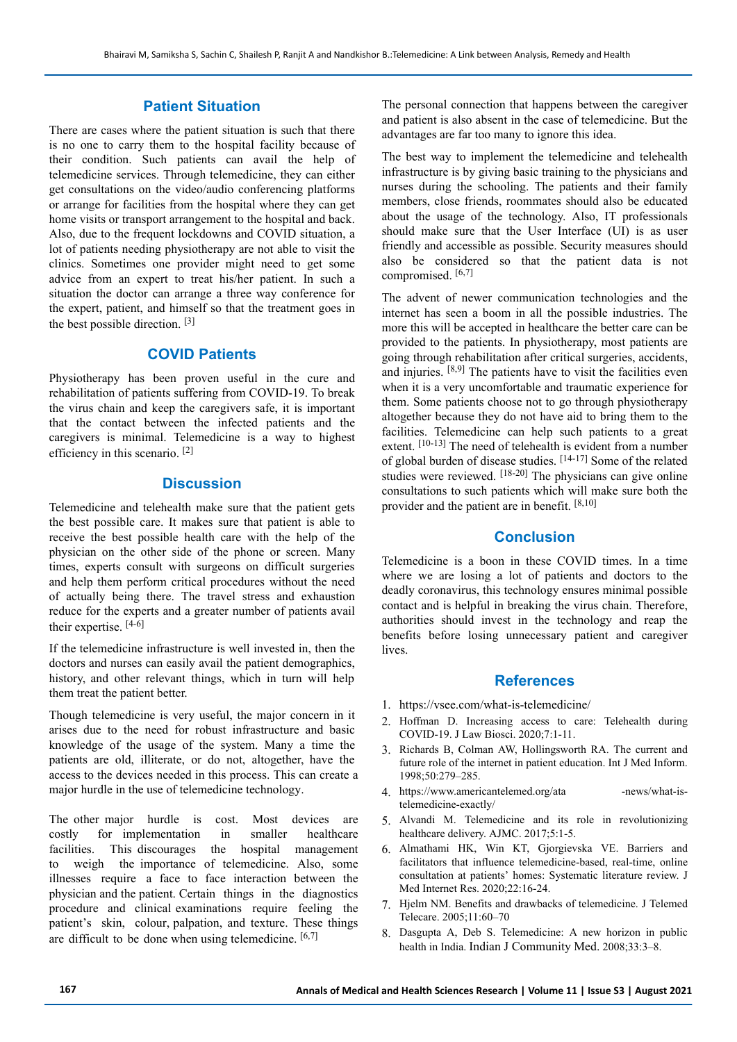## Patient Situation

There are cases where the patient situation is such that there is no one to carry them to the hospital facility because of their condition. Such patients can avail the help of telemedicine services. Through telemedicine, they can either get consultations on the video/audio conferencing platforms or arrange for facilities from the hospital where they can get home visits or transport arrangement to the hospital and back. Also, due to the frequent lockdowns and COVID situation, a lot of patients needing physiotherapy are not able to visit the clinics. Sometimes one provider might need to get some advice from an expert to treat his/her patient. In such a situation the doctor can arrange a three way conference for the expert, patient, and himself so that the treatment goes in the best possible direction. [3]

## COVID Patients

Physiotherapy has been proven useful in the cure and rehabilitation of patients suffering from COVID-19. To break the virus chain and keep the caregivers safe, it is important that the contact between the infected patients and the caregivers is minimal. Telemedicine is a way to highest efficiency in this scenario. [2]

## Discussion

Telemedicine and telehealth make sure that the patient gets the best possible care. It makes sure that patient is able to receive the best possible health care with the help of the physician on the other side of the phone or screen. Many times, experts consult with surgeons on difficult surgeries and help them perform critical procedures without the need of actually being there. The travel stress and exhaustion reduce for the experts and a greater number of patients avail their expertise. [4-6]

If the telemedicine infrastructure is well invested in, then the doctors and nurses can easily avail the patient demographics, history, and other relevant things, which in turn will help them treat the patient better.

Though telemedicine is very useful, the major concern in it arises due to the need for robust infrastructure and basic knowledge of the usage of the system. Many a time the patients are old, illiterate, or do not, altogether, have the access to the devices needed in this process. This can create a major hurdle in the use of telemedicine technology.

The other major hurdle is cost. Most devices are costly for implementation in smaller healthcare facilities. This discourages the hospital management to weigh the importance of telemedicine. Also, some illnesses require a face to face interaction between the physician and the patient. Certain things in the diagnostics procedure and clinical examinations require feeling the patient's skin, colour, palpation, and texture. These things are difficult to be done when using telemedicine. [6,7]

The personal connection that happens between the caregiver and patient is also absent in the case of telemedicine. But the advantages are far too many to ignore this idea.

The best way to implement the telemedicine and telehealth infrastructure is by giving basic training to the physicians and nurses during the schooling. The patients and their family members, close friends, roommates should also be educated about the usage of the technology. Also, IT professionals should make sure that the User Interface (UI) is as user friendly and accessible as possible. Security measures should also be considered so that the patient data is not compromised. [6,7]

The advent of newer communication technologies and the internet has seen a boom in all the possible industries. The more this will be accepted in healthcare the better care can be provided to the patients. In physiotherapy, most patients are going through rehabilitation after critical surgeries, accidents, and injuries. [8,9] The patients have to visit the facilities even when it is a very uncomfortable and traumatic experience for them. Some patients choose not to go through physiotherapy altogether because they do not have aid to bring them to the facilities. Telemedicine can help such patients to a great extent. [10-13] The need of telehealth is evident from a number of global burden of disease studies. [14-17] Some of the related studies were reviewed. [18-20] The physicians can give online consultations to such patients which will make sure both the provider and the patient are in benefit. [8,10]

## Conclusion

Telemedicine is a boon in these COVID times. In a time where we are losing a lot of patients and doctors to the deadly coronavirus, this technology ensures minimal possible contact and is helpful in breaking the virus chain. Therefore, authorities should invest in the technology and reap the benefits before losing unnecessary patient and caregiver lives.

## References

1. https://vsee.com/what-is-telemedicine/
2. Hoffman D. Increasing access to care: Telehealth during COVID-19. J Law Biosci. 2020;7:1-11.
3. Richards B, Colman AW, Hollingsworth RA. The current and future role of the internet in patient education. Int J Med Inform. 1998;50:279–285.
4. https://www.americantelemed.org/ata -news/what-is-telemedicine-exactly/
5. Alvandi M. Telemedicine and its role in revolutionizing healthcare delivery. AJMC. 2017;5:1-5.
6. Almathami HK, Win KT, Gjorgievska VE. Barriers and facilitators that influence telemedicine-based, real-time, online consultation at patients' homes: Systematic literature review. J Med Internet Res. 2020;22:16-24.
7. Hjelm NM. Benefits and drawbacks of telemedicine. J Telemed Telecare. 2005;11:60–70
8. Dasgupta A, Deb S. Telemedicine: A new horizon in public health in India. Indian J Community Med. 2008;33:3–8.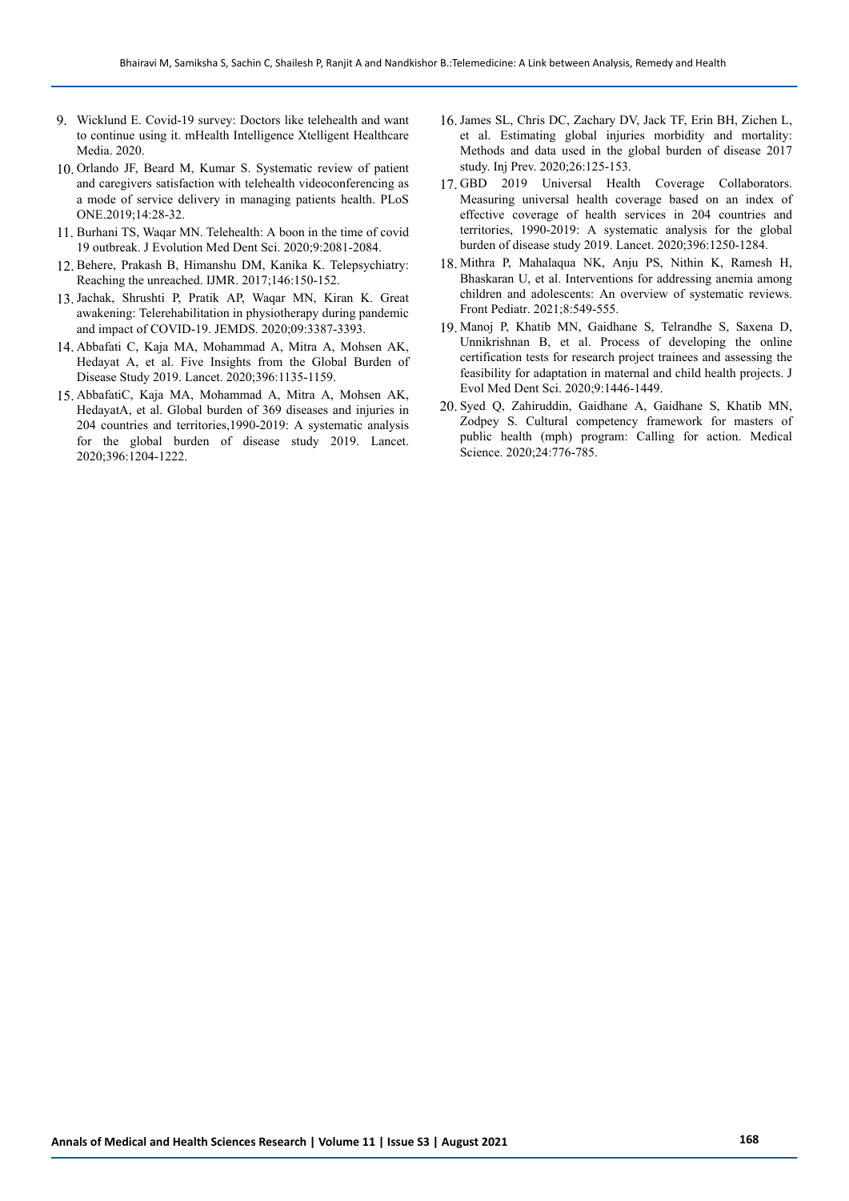9. Wicklund E. Covid-19 survey: Doctors like telehealth and want to continue using it. mHealth Intelligence Xtelligent Healthcare Media. 2020.
10. Orlando JF, Beard M, Kumar S. Systematic review of patient and caregivers satisfaction with telehealth videoconferencing as a mode of service delivery in managing patients health. PLoS ONE.2019;14:28-32.
11. Burhani TS, Waqar MN. Telehealth: A boon in the time of covid 19 outbreak. J Evolution Med Dent Sci. 2020;9:2081-2084.
12. Behere, Prakash B, Himanshu DM, Kanika K. Telepsychiatry: Reaching the unreached. IJMR. 2017;146:150-152.
13. Jachak, Shrushti P, Pratik AP, Waqar MN, Kiran K. Great awakening: Telerehabilitation in physiotherapy during pandemic and impact of COVID-19. JEMDS. 2020;09:3387-3393.
14. Abbafati C, Kaja MA, Mohammad A, Mitra A, Mohsen AK, Hedayat A, et al. Five Insights from the Global Burden of Disease Study 2019. Lancet. 2020;396:1135-1159.
15. AbbafatiC, Kaja MA, Mohammad A, Mitra A, Mohsen AK, HedayatA, et al. Global burden of 369 diseases and injuries in 204 countries and territories,1990-2019: A systematic analysis for the global burden of disease study 2019. Lancet. 2020;396:1204-1222.
16. James SL, Chris DC, Zachary DV, Jack TF, Erin BH, Zichen L, et al. Estimating global injuries morbidity and mortality: Methods and data used in the global burden of disease 2017 study. Inj Prev. 2020;26:125-153.
17. GBD 2019 Universal Health Coverage Collaborators. Measuring universal health coverage based on an index of effective coverage of health services in 204 countries and territories, 1990-2019: A systematic analysis for the global burden of disease study 2019. Lancet. 2020;396:1250-1284.
18. Mithra P, Mahalaqua NK, Anju PS, Nithin K, Ramesh H, Bhaskaran U, et al. Interventions for addressing anemia among children and adolescents: An overview of systematic reviews. Front Pediatr. 2021;8:549-555.
19. Manoj P, Khatib MN, Gaidhane S, Telrandhe S, Saxena D, Unnikrishnan B, et al. Process of developing the online certification tests for research project trainees and assessing the feasibility for adaptation in maternal and child health projects. J Evol Med Dent Sci. 2020;9:1446-1449.
20. Syed Q, Zahiruddin, Gaidhane A, Gaidhane S, Khatib MN, Zodpey S. Cultural competency framework for masters of public health (mph) program: Calling for action. Medical Science. 2020;24:776-785.